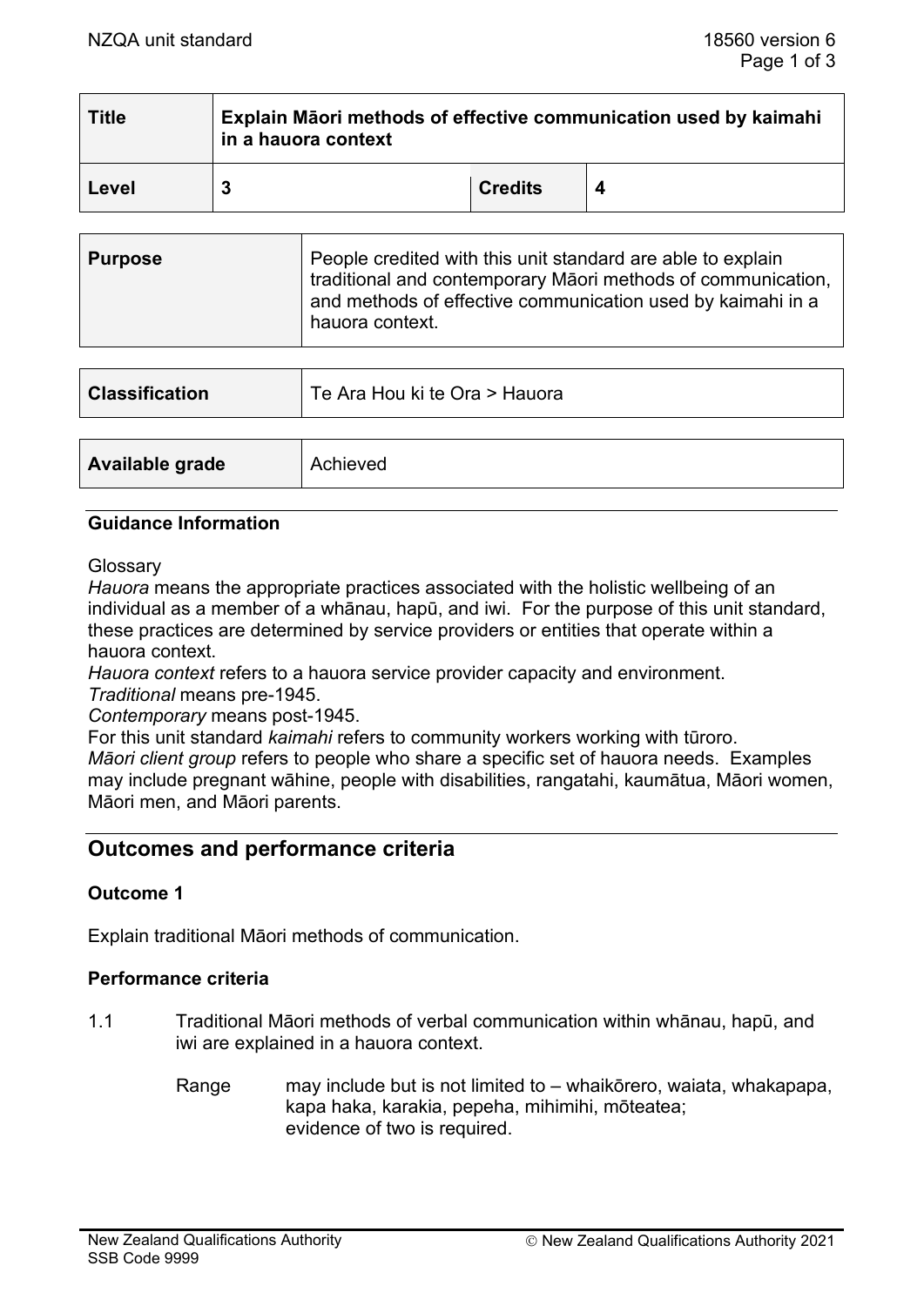| Title | Explain Māori methods of effective communication used by kaimahi in a hauora context | | |
|---|---|---|---|
| Level | 3 | Credits | 4 |

| Purpose | People credited with this unit standard are able to explain traditional and contemporary Māori methods of communication, and methods of effective communication used by kaimahi in a hauora context. |
|---|---|

| Classification | Te Ara Hou ki te Ora > Hauora |
|---|---|

| Available grade | Achieved |
|---|---|

### Guidance Information

Glossary
*Hauora* means the appropriate practices associated with the holistic wellbeing of an individual as a member of a whānau, hapū, and iwi. For the purpose of this unit standard, these practices are determined by service providers or entities that operate within a hauora context.
*Hauora context* refers to a hauora service provider capacity and environment.
*Traditional* means pre-1945.
*Contemporary* means post-1945.
For this unit standard *kaimahi* refers to community workers working with tūroro.
*Māori client group* refers to people who share a specific set of hauora needs. Examples may include pregnant wāhine, people with disabilities, rangatahi, kaumātua, Māori women, Māori men, and Māori parents.

## Outcomes and performance criteria

### Outcome 1

Explain traditional Māori methods of communication.

### Performance criteria

1.1 Traditional Māori methods of verbal communication within whānau, hapū, and iwi are explained in a hauora context.

Range may include but is not limited to – whaikōrero, waiata, whakapapa, kapa haka, karakia, pepeha, mihimihi, mōteatea;
evidence of two is required.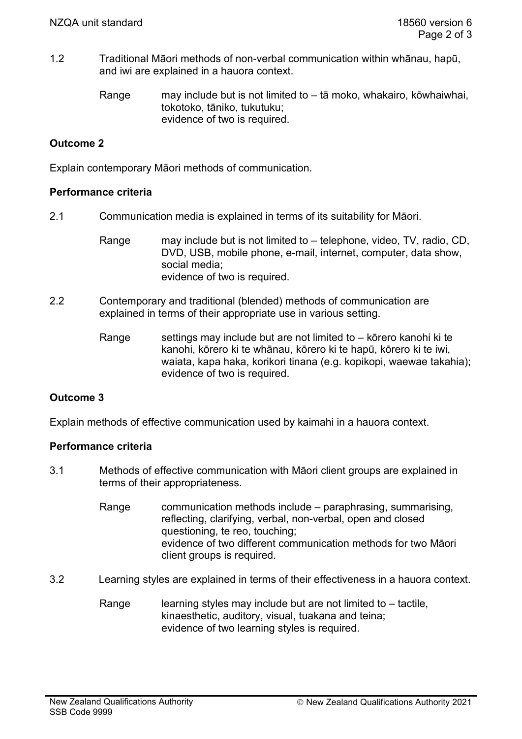1.2 Traditional Māori methods of non-verbal communication within whānau, hapū, and iwi are explained in a hauora context.

Range may include but is not limited to – tā moko, whakairo, kōwhaiwhai, tokotoko, tāniko, tukutuku;
evidence of two is required.

**Outcome 2**

Explain contemporary Māori methods of communication.

**Performance criteria**

2.1 Communication media is explained in terms of its suitability for Māori.

Range may include but is not limited to – telephone, video, TV, radio, CD, DVD, USB, mobile phone, e-mail, internet, computer, data show, social media;
evidence of two is required.

2.2 Contemporary and traditional (blended) methods of communication are explained in terms of their appropriate use in various setting.

Range settings may include but are not limited to – kōrero kanohi ki te kanohi, kōrero ki te whānau, kōrero ki te hapū, kōrero ki te iwi, waiata, kapa haka, korikori tinana (e.g. kopikopi, waewae takahia);
evidence of two is required.

**Outcome 3**

Explain methods of effective communication used by kaimahi in a hauora context.

**Performance criteria**

3.1 Methods of effective communication with Māori client groups are explained in terms of their appropriateness.

Range communication methods include – paraphrasing, summarising, reflecting, clarifying, verbal, non-verbal, open and closed questioning, te reo, touching;
evidence of two different communication methods for two Māori client groups is required.

3.2 Learning styles are explained in terms of their effectiveness in a hauora context.

Range learning styles may include but are not limited to – tactile, kinaesthetic, auditory, visual, tuakana and teina;
evidence of two learning styles is required.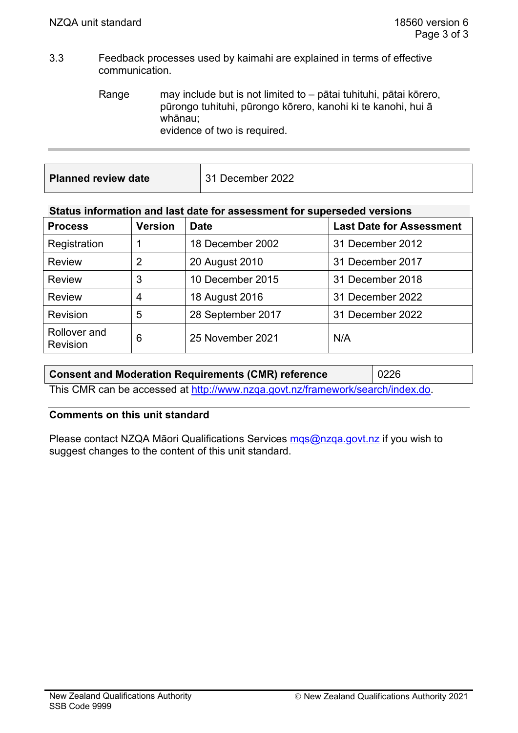3.3 Feedback processes used by kaimahi are explained in terms of effective communication.

Range may include but is not limited to – pātai tuhituhi, pātai kōrero, pūrongo tuhituhi, pūrongo kōrero, kanohi ki te kanohi, hui ā whānau;
evidence of two is required.

| | |
|---|---|
| **Planned review date** | 31 December 2022 |

**Status information and last date for assessment for superseded versions**

| Process | Version | Date | Last Date for Assessment |
|---|---|---|---|
| Registration | 1 | 18 December 2002 | 31 December 2012 |
| Review | 2 | 20 August 2010 | 31 December 2017 |
| Review | 3 | 10 December 2015 | 31 December 2018 |
| Review | 4 | 18 August 2016 | 31 December 2022 |
| Revision | 5 | 28 September 2017 | 31 December 2022 |
| Rollover and Revision | 6 | 25 November 2021 | N/A |

| | |
|---|---|
| **Consent and Moderation Requirements (CMR) reference** | 0226 |

This CMR can be accessed at http://www.nzqa.govt.nz/framework/search/index.do.

**Comments on this unit standard**

Please contact NZQA Māori Qualifications Services mqs@nzqa.govt.nz if you wish to suggest changes to the content of this unit standard.